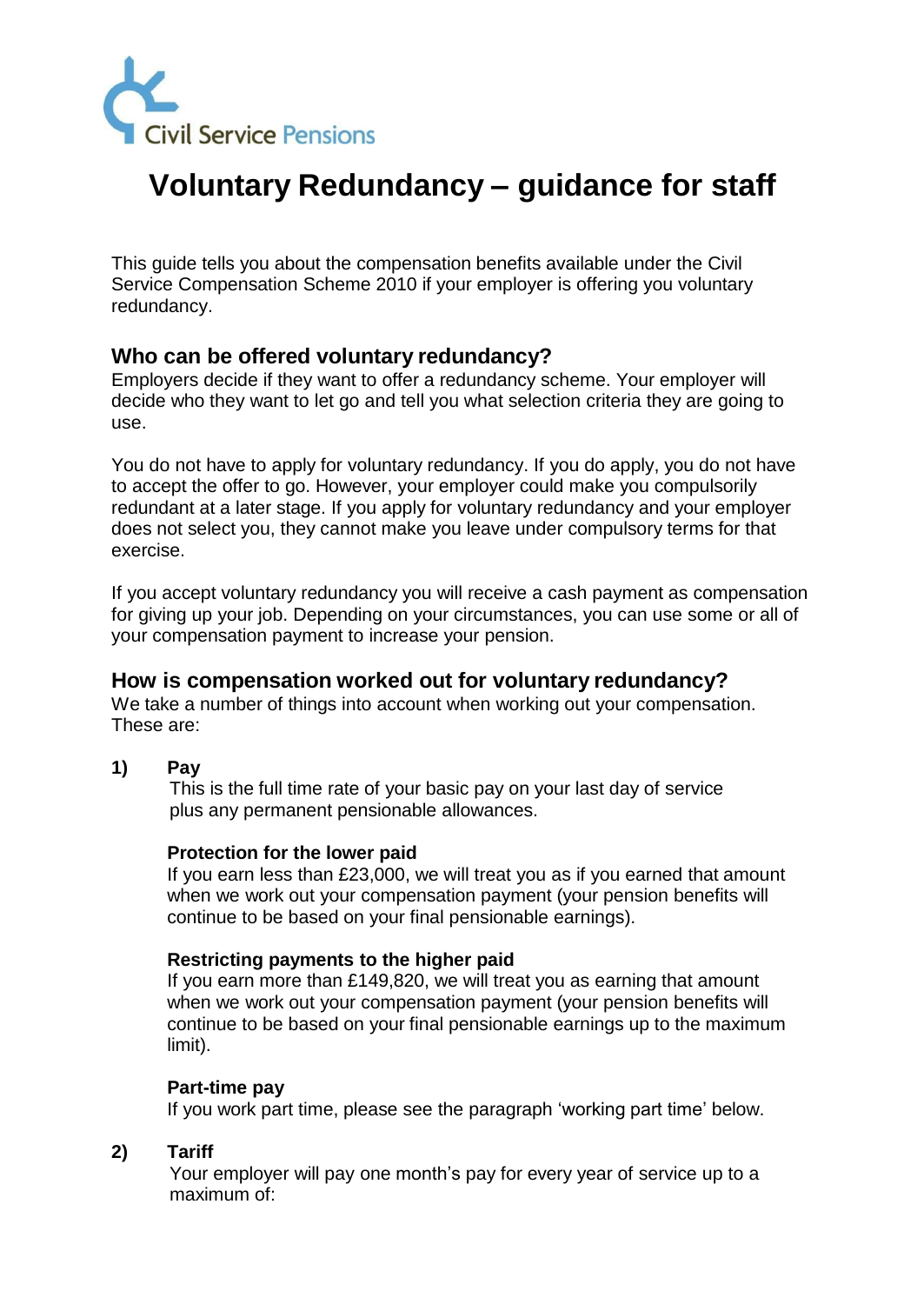Civil Service Pensions

# Voluntary Redundancy – guidance for staff

This guide tells you about the compensation benefits available under the Civil Service Compensation Scheme 2010 if your employer is offering you voluntary redundancy.

## Who can be offered voluntary redundancy?

Employers decide if they want to offer a redundancy scheme. Your employer will decide who they want to let go and tell you what selection criteria they are going to use.

You do not have to apply for voluntary redundancy. If you do apply, you do not have to accept the offer to go. However, your employer could make you compulsorily redundant at a later stage. If you apply for voluntary redundancy and your employer does not select you, they cannot make you leave under compulsory terms for that exercise.

If you accept voluntary redundancy you will receive a cash payment as compensation for giving up your job. Depending on your circumstances, you can use some or all of your compensation payment to increase your pension.

## How is compensation worked out for voluntary redundancy?

We take a number of things into account when working out your compensation. These are:

**1) Pay**

This is the full time rate of your basic pay on your last day of service plus any permanent pensionable allowances.

**Protection for the lower paid**

If you earn less than £23,000, we will treat you as if you earned that amount when we work out your compensation payment (your pension benefits will continue to be based on your final pensionable earnings).

**Restricting payments to the higher paid**

If you earn more than £149,820, we will treat you as earning that amount when we work out your compensation payment (your pension benefits will continue to be based on your final pensionable earnings up to the maximum limit).

**Part-time pay**

If you work part time, please see the paragraph 'working part time' below.

**2) Tariff**

Your employer will pay one month's pay for every year of service up to a maximum of: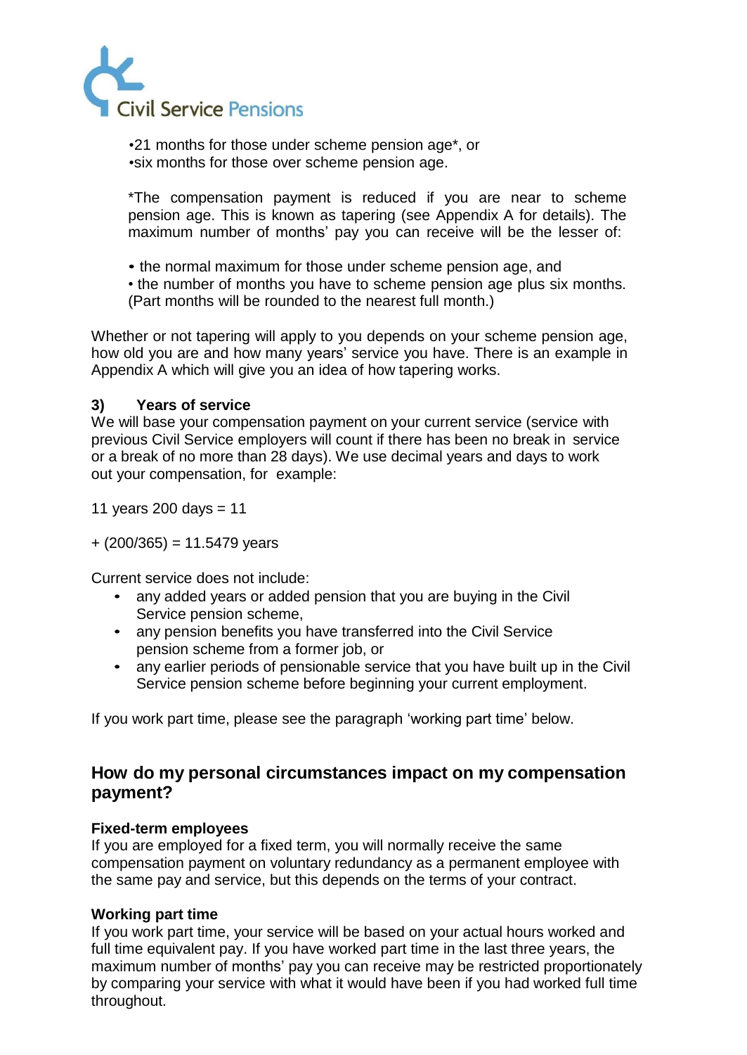- 21 months for those under scheme pension age*, or
- six months for those over scheme pension age.

*The compensation payment is reduced if you are near to scheme pension age. This is known as tapering (see Appendix A for details). The maximum number of months' pay you can receive will be the lesser of:

- the normal maximum for those under scheme pension age, and
- the number of months you have to scheme pension age plus six months.

(Part months will be rounded to the nearest full month.)

Whether or not tapering will apply to you depends on your scheme pension age, how old you are and how many years' service you have. There is an example in Appendix A which will give you an idea of how tapering works.

### 3) Years of service

We will base your compensation payment on your current service (service with previous Civil Service employers will count if there has been no break in service or a break of no more than 28 days). We use decimal years and days to work out your compensation, for example:

11 years 200 days = 11

+ (200/365) = 11.5479 years

Current service does not include:

- any added years or added pension that you are buying in the Civil Service pension scheme,
- any pension benefits you have transferred into the Civil Service pension scheme from a former job, or
- any earlier periods of pensionable service that you have built up in the Civil Service pension scheme before beginning your current employment.

If you work part time, please see the paragraph 'working part time' below.

## How do my personal circumstances impact on my compensation payment?

**Fixed-term employees**

If you are employed for a fixed term, you will normally receive the same compensation payment on voluntary redundancy as a permanent employee with the same pay and service, but this depends on the terms of your contract.

**Working part time**

If you work part time, your service will be based on your actual hours worked and full time equivalent pay. If you have worked part time in the last three years, the maximum number of months' pay you can receive may be restricted proportionately by comparing your service with what it would have been if you had worked full time throughout.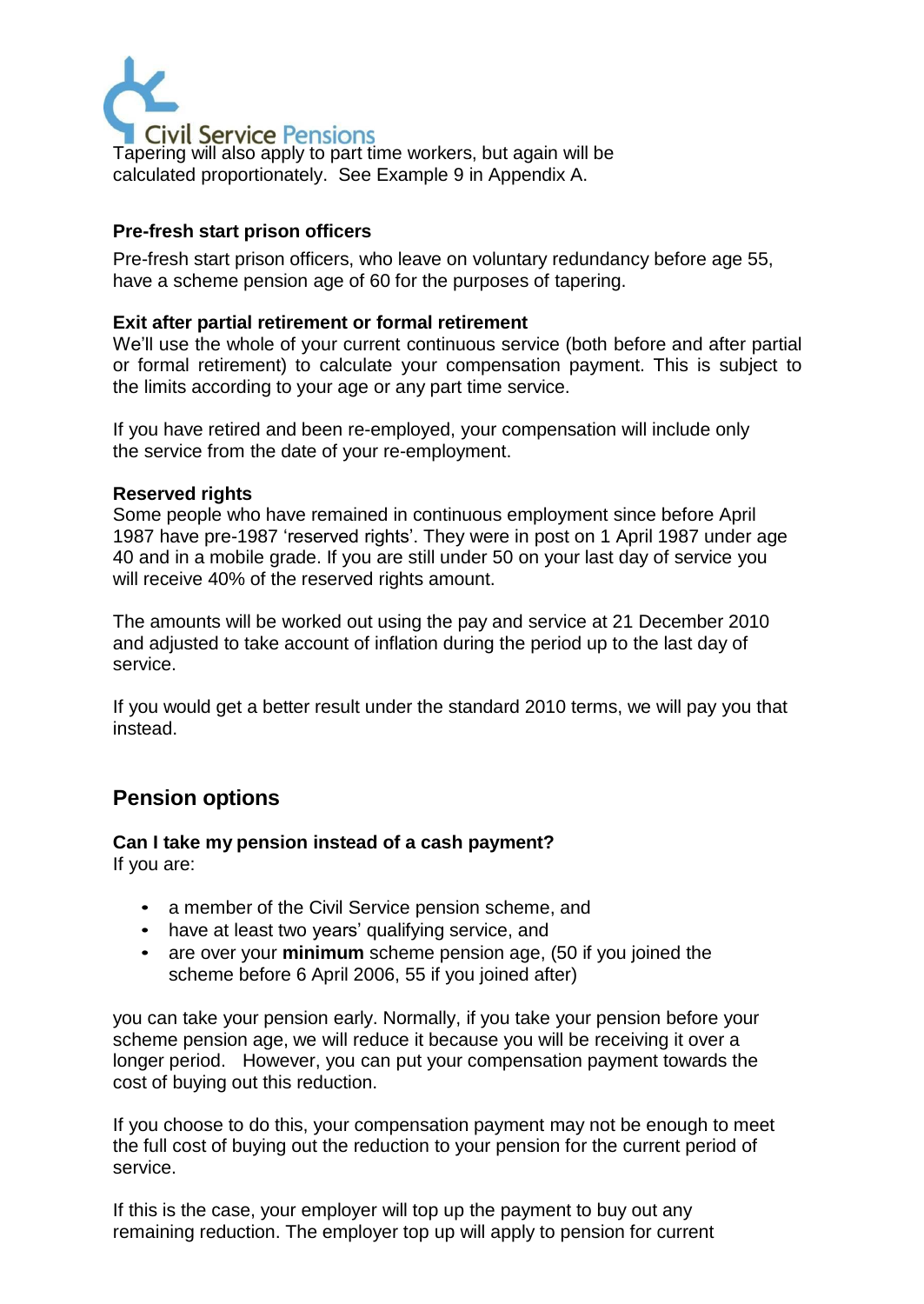Tapering will also apply to part time workers, but again will be calculated proportionately. See Example 9 in Appendix A.

### Pre-fresh start prison officers

Pre-fresh start prison officers, who leave on voluntary redundancy before age 55, have a scheme pension age of 60 for the purposes of tapering.

### Exit after partial retirement or formal retirement

We'll use the whole of your current continuous service (both before and after partial or formal retirement) to calculate your compensation payment. This is subject to the limits according to your age or any part time service.

If you have retired and been re-employed, your compensation will include only the service from the date of your re-employment.

### Reserved rights

Some people who have remained in continuous employment since before April 1987 have pre-1987 'reserved rights'. They were in post on 1 April 1987 under age 40 and in a mobile grade. If you are still under 50 on your last day of service you will receive 40% of the reserved rights amount.

The amounts will be worked out using the pay and service at 21 December 2010 and adjusted to take account of inflation during the period up to the last day of service.

If you would get a better result under the standard 2010 terms, we will pay you that instead.

## Pension options

### Can I take my pension instead of a cash payment?

If you are:

- a member of the Civil Service pension scheme, and
- have at least two years' qualifying service, and
- are over your **minimum** scheme pension age, (50 if you joined the scheme before 6 April 2006, 55 if you joined after)

you can take your pension early. Normally, if you take your pension before your scheme pension age, we will reduce it because you will be receiving it over a longer period. However, you can put your compensation payment towards the cost of buying out this reduction.

If you choose to do this, your compensation payment may not be enough to meet the full cost of buying out the reduction to your pension for the current period of service.

If this is the case, your employer will top up the payment to buy out any remaining reduction. The employer top up will apply to pension for current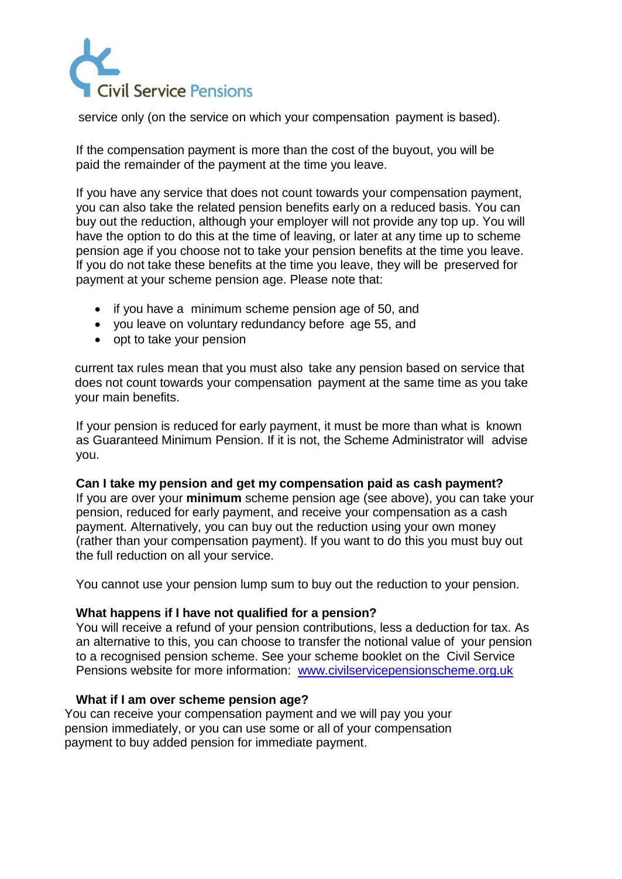service only (on the service on which your compensation payment is based).

If the compensation payment is more than the cost of the buyout, you will be paid the remainder of the payment at the time you leave.

If you have any service that does not count towards your compensation payment, you can also take the related pension benefits early on a reduced basis. You can buy out the reduction, although your employer will not provide any top up. You will have the option to do this at the time of leaving, or later at any time up to scheme pension age if you choose not to take your pension benefits at the time you leave. If you do not take these benefits at the time you leave, they will be preserved for payment at your scheme pension age. Please note that:

- if you have a minimum scheme pension age of 50, and
- you leave on voluntary redundancy before age 55, and
- opt to take your pension

current tax rules mean that you must also take any pension based on service that does not count towards your compensation payment at the same time as you take your main benefits.

If your pension is reduced for early payment, it must be more than what is known as Guaranteed Minimum Pension. If it is not, the Scheme Administrator will advise you.

**Can I take my pension and get my compensation paid as cash payment?**
If you are over your **minimum** scheme pension age (see above), you can take your pension, reduced for early payment, and receive your compensation as a cash payment. Alternatively, you can buy out the reduction using your own money (rather than your compensation payment). If you want to do this you must buy out the full reduction on all your service.

You cannot use your pension lump sum to buy out the reduction to your pension.

**What happens if I have not qualified for a pension?**
You will receive a refund of your pension contributions, less a deduction for tax. As an alternative to this, you can choose to transfer the notional value of your pension to a recognised pension scheme. See your scheme booklet on the Civil Service Pensions website for more information: [www.civilservicepensionscheme.org.uk](http://www.civilservicepensionscheme.org.uk)

**What if I am over scheme pension age?**
You can receive your compensation payment and we will pay you your pension immediately, or you can use some or all of your compensation payment to buy added pension for immediate payment.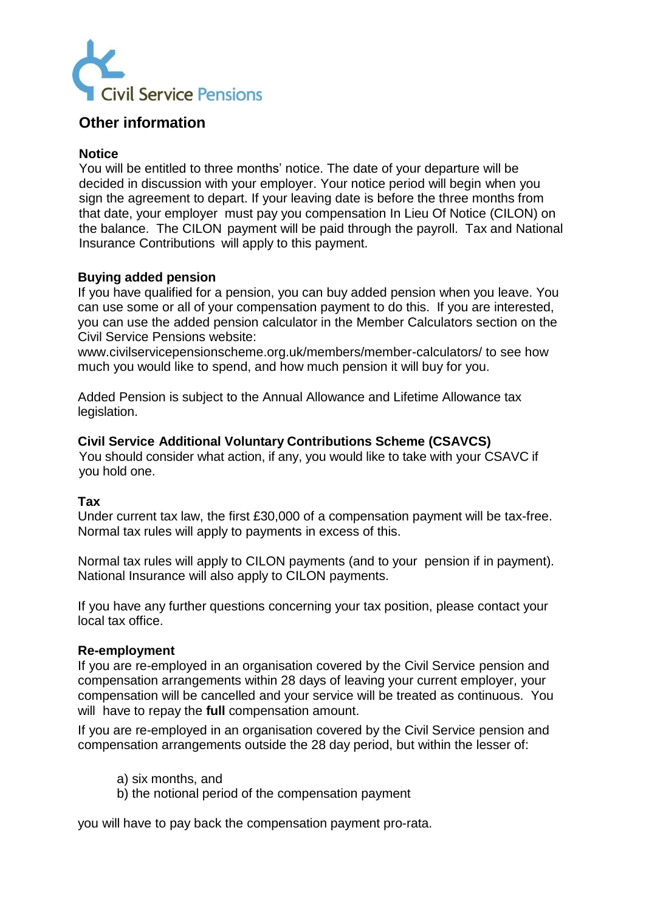Civil Service Pensions

## Other information

### Notice

You will be entitled to three months' notice. The date of your departure will be decided in discussion with your employer. Your notice period will begin when you sign the agreement to depart. If your leaving date is before the three months from that date, your employer must pay you compensation In Lieu Of Notice (CILON) on the balance. The CILON payment will be paid through the payroll. Tax and National Insurance Contributions will apply to this payment.

### Buying added pension

If you have qualified for a pension, you can buy added pension when you leave. You can use some or all of your compensation payment to do this. If you are interested, you can use the added pension calculator in the Member Calculators section on the Civil Service Pensions website:
www.civilservicepensionscheme.org.uk/members/member-calculators/ to see how much you would like to spend, and how much pension it will buy for you.

Added Pension is subject to the Annual Allowance and Lifetime Allowance tax legislation.

### Civil Service Additional Voluntary Contributions Scheme (CSAVCS)

You should consider what action, if any, you would like to take with your CSAVC if you hold one.

### Tax

Under current tax law, the first £30,000 of a compensation payment will be tax-free. Normal tax rules will apply to payments in excess of this.

Normal tax rules will apply to CILON payments (and to your pension if in payment). National Insurance will also apply to CILON payments.

If you have any further questions concerning your tax position, please contact your local tax office.

### Re-employment

If you are re-employed in an organisation covered by the Civil Service pension and compensation arrangements within 28 days of leaving your current employer, your compensation will be cancelled and your service will be treated as continuous. You will have to repay the **full** compensation amount.

If you are re-employed in an organisation covered by the Civil Service pension and compensation arrangements outside the 28 day period, but within the lesser of:

a) six months, and
b) the notional period of the compensation payment

you will have to pay back the compensation payment pro-rata.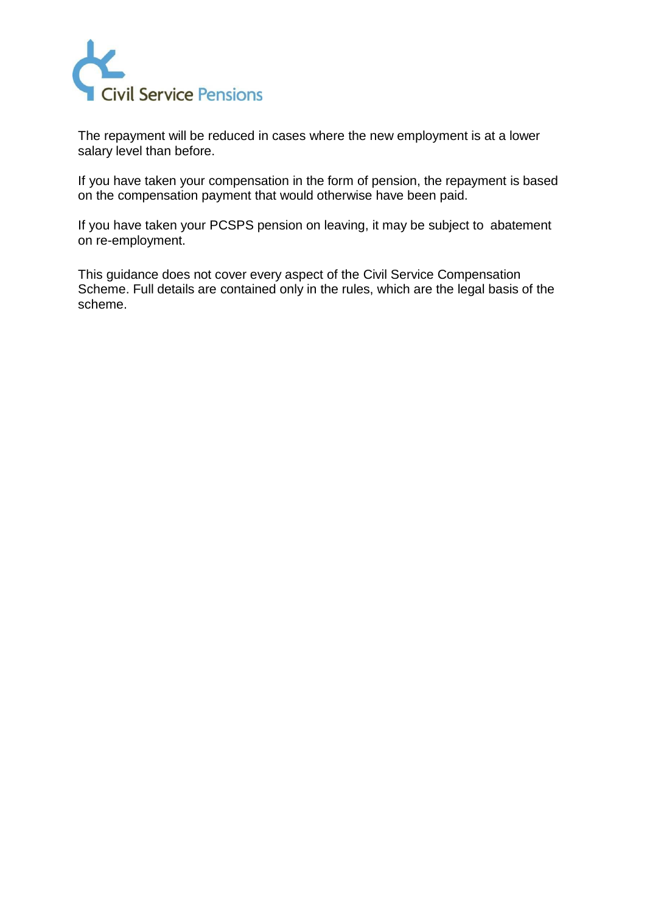The repayment will be reduced in cases where the new employment is at a lower salary level than before.

If you have taken your compensation in the form of pension, the repayment is based on the compensation payment that would otherwise have been paid.

If you have taken your PCSPS pension on leaving, it may be subject to abatement on re-employment.

This guidance does not cover every aspect of the Civil Service Compensation Scheme. Full details are contained only in the rules, which are the legal basis of the scheme.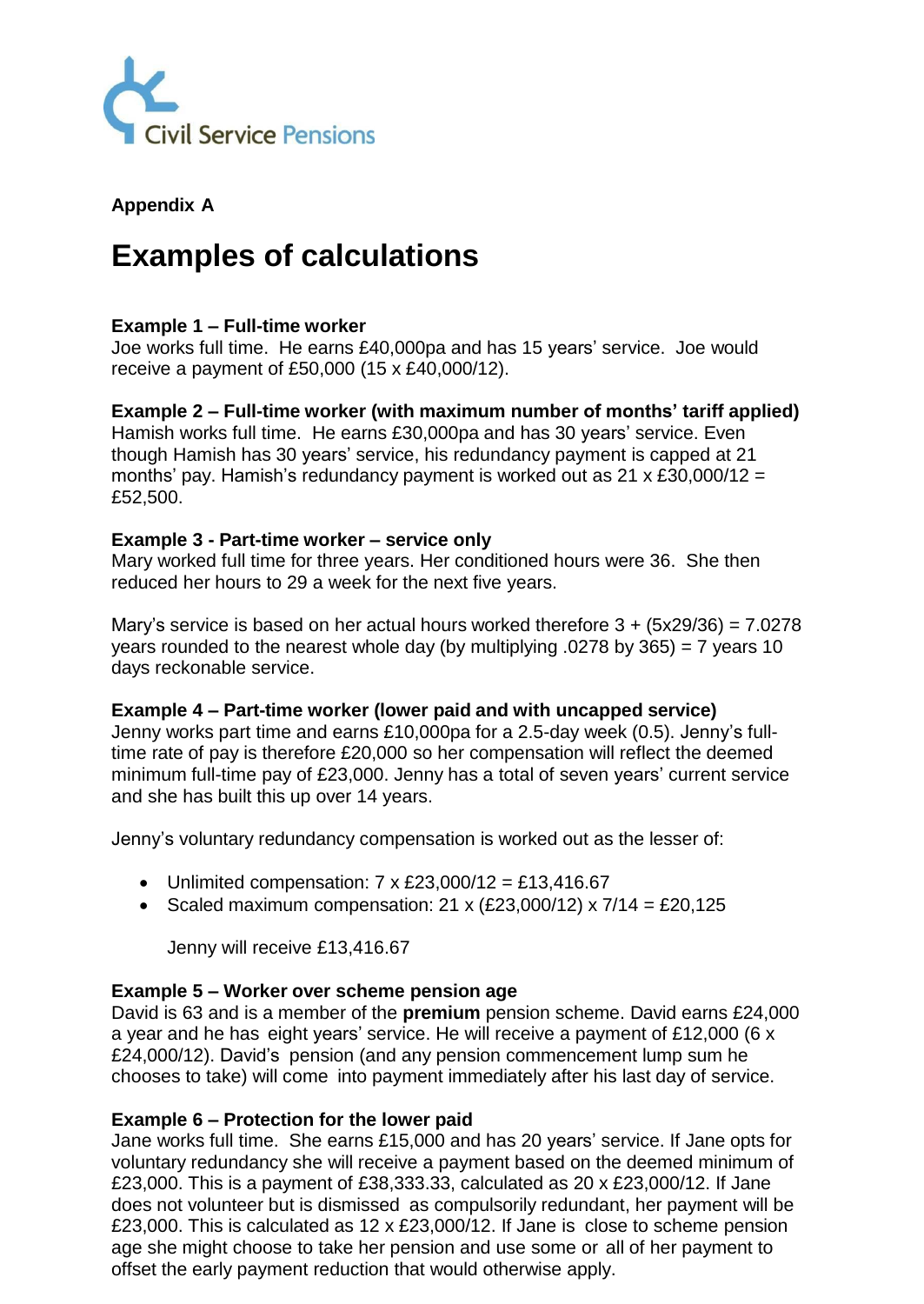Civil Service Pensions

**Appendix A**

# Examples of calculations

**Example 1 – Full-time worker**
Joe works full time. He earns £40,000pa and has 15 years' service. Joe would receive a payment of £50,000 (15 x £40,000/12).

**Example 2 – Full-time worker (with maximum number of months' tariff applied)**
Hamish works full time. He earns £30,000pa and has 30 years' service. Even though Hamish has 30 years' service, his redundancy payment is capped at 21 months' pay. Hamish's redundancy payment is worked out as 21 x £30,000/12 = £52,500.

**Example 3 - Part-time worker – service only**
Mary worked full time for three years. Her conditioned hours were 36. She then reduced her hours to 29 a week for the next five years.

Mary's service is based on her actual hours worked therefore 3 + (5x29/36) = 7.0278 years rounded to the nearest whole day (by multiplying .0278 by 365) = 7 years 10 days reckonable service.

**Example 4 – Part-time worker (lower paid and with uncapped service)**
Jenny works part time and earns £10,000pa for a 2.5-day week (0.5). Jenny's full-time rate of pay is therefore £20,000 so her compensation will reflect the deemed minimum full-time pay of £23,000. Jenny has a total of seven years' current service and she has built this up over 14 years.

Jenny's voluntary redundancy compensation is worked out as the lesser of:

- Unlimited compensation: 7 x £23,000/12 = £13,416.67
- Scaled maximum compensation: 21 x (£23,000/12) x 7/14 = £20,125

  Jenny will receive £13,416.67

**Example 5 – Worker over scheme pension age**
David is 63 and is a member of the **premium** pension scheme. David earns £24,000 a year and he has eight years' service. He will receive a payment of £12,000 (6 x £24,000/12). David's pension (and any pension commencement lump sum he chooses to take) will come into payment immediately after his last day of service.

**Example 6 – Protection for the lower paid**
Jane works full time. She earns £15,000 and has 20 years' service. If Jane opts for voluntary redundancy she will receive a payment based on the deemed minimum of £23,000. This is a payment of £38,333.33, calculated as 20 x £23,000/12. If Jane does not volunteer but is dismissed as compulsorily redundant, her payment will be £23,000. This is calculated as 12 x £23,000/12. If Jane is close to scheme pension age she might choose to take her pension and use some or all of her payment to offset the early payment reduction that would otherwise apply.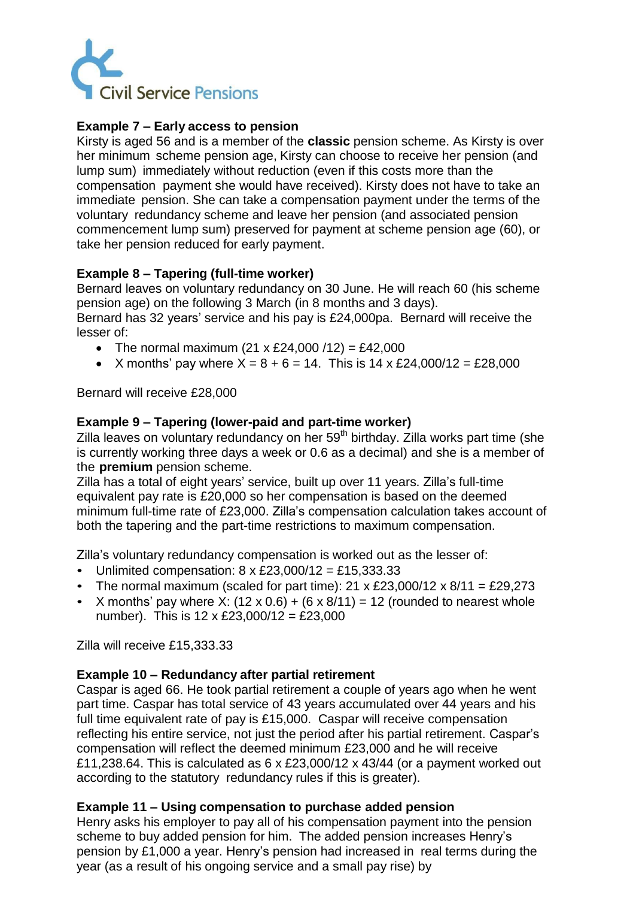### Example 7 – Early access to pension

Kirsty is aged 56 and is a member of the **classic** pension scheme. As Kirsty is over her minimum scheme pension age, Kirsty can choose to receive her pension (and lump sum) immediately without reduction (even if this costs more than the compensation payment she would have received). Kirsty does not have to take an immediate pension. She can take a compensation payment under the terms of the voluntary redundancy scheme and leave her pension (and associated pension commencement lump sum) preserved for payment at scheme pension age (60), or take her pension reduced for early payment.

### Example 8 – Tapering (full-time worker)

Bernard leaves on voluntary redundancy on 30 June. He will reach 60 (his scheme pension age) on the following 3 March (in 8 months and 3 days).
Bernard has 32 years' service and his pay is £24,000pa. Bernard will receive the lesser of:

- The normal maximum (21 x £24,000 /12) = £42,000
- X months' pay where X = 8 + 6 = 14. This is 14 x £24,000/12 = £28,000

Bernard will receive £28,000

### Example 9 – Tapering (lower-paid and part-time worker)

Zilla leaves on voluntary redundancy on her 59th birthday. Zilla works part time (she is currently working three days a week or 0.6 as a decimal) and she is a member of the **premium** pension scheme.
Zilla has a total of eight years' service, built up over 11 years. Zilla's full-time equivalent pay rate is £20,000 so her compensation is based on the deemed minimum full-time rate of £23,000. Zilla's compensation calculation takes account of both the tapering and the part-time restrictions to maximum compensation.

Zilla's voluntary redundancy compensation is worked out as the lesser of:

- Unlimited compensation: 8 x £23,000/12 = £15,333.33
- The normal maximum (scaled for part time): 21 x £23,000/12 x 8/11 = £29,273
- X months' pay where X: (12 x 0.6) + (6 x 8/11) = 12 (rounded to nearest whole number). This is 12 x £23,000/12 = £23,000

Zilla will receive £15,333.33

### Example 10 – Redundancy after partial retirement

Caspar is aged 66. He took partial retirement a couple of years ago when he went part time. Caspar has total service of 43 years accumulated over 44 years and his full time equivalent rate of pay is £15,000. Caspar will receive compensation reflecting his entire service, not just the period after his partial retirement. Caspar's compensation will reflect the deemed minimum £23,000 and he will receive £11,238.64. This is calculated as 6 x £23,000/12 x 43/44 (or a payment worked out according to the statutory redundancy rules if this is greater).

### Example 11 – Using compensation to purchase added pension

Henry asks his employer to pay all of his compensation payment into the pension scheme to buy added pension for him. The added pension increases Henry's pension by £1,000 a year. Henry's pension had increased in real terms during the year (as a result of his ongoing service and a small pay rise) by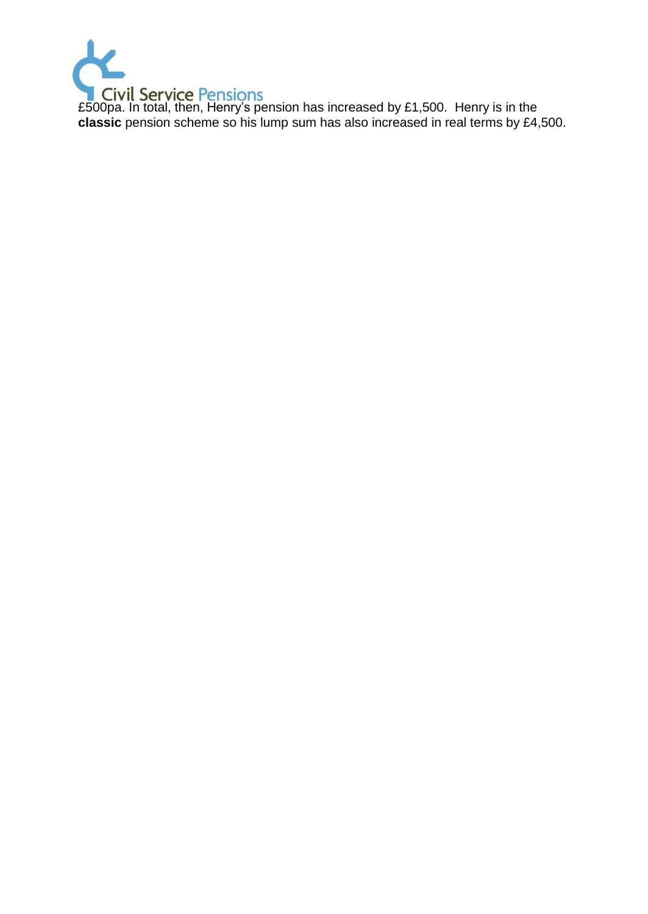£500pa. In total, then, Henry's pension has increased by £1,500. Henry is in the **classic** pension scheme so his lump sum has also increased in real terms by £4,500.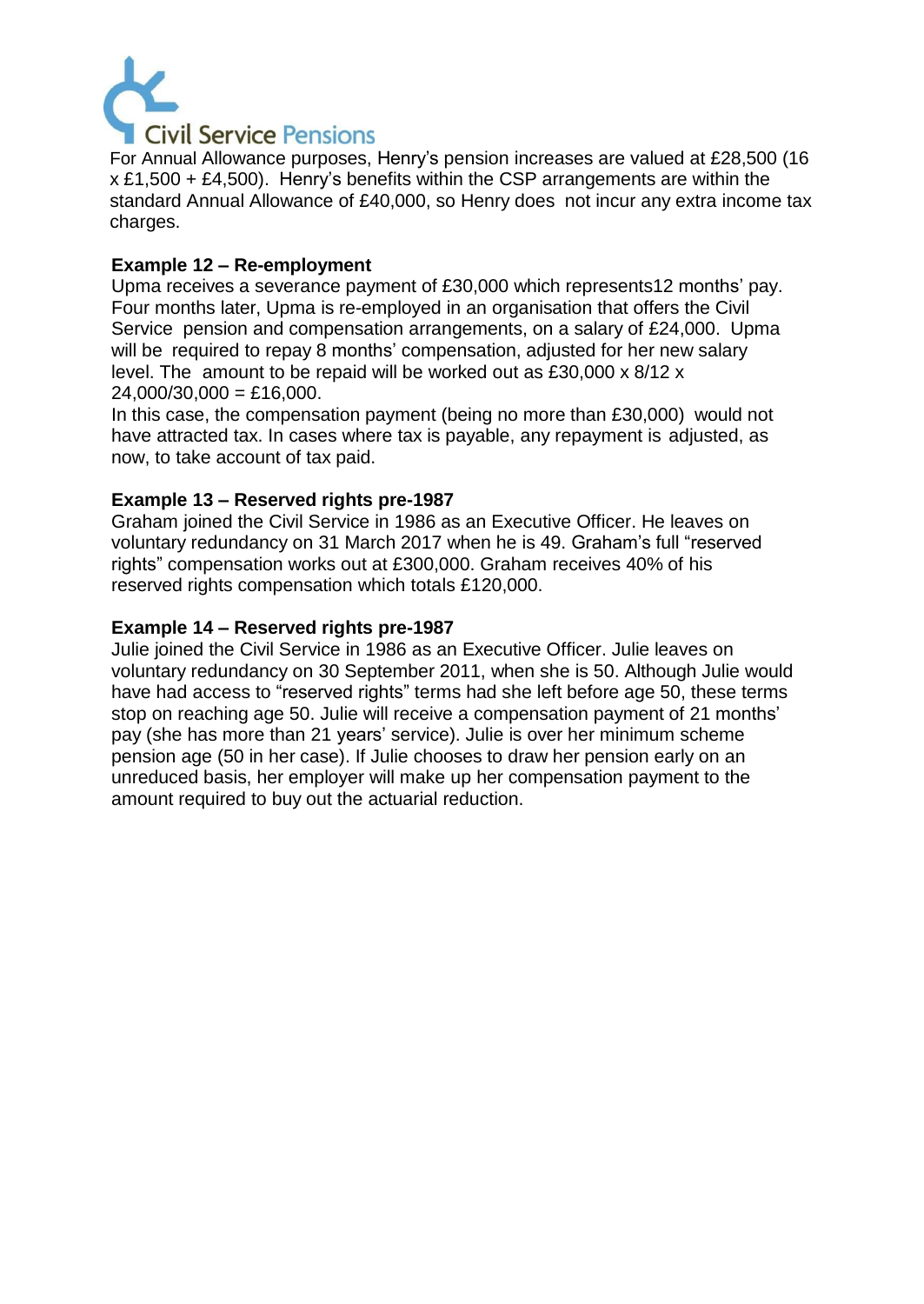For Annual Allowance purposes, Henry's pension increases are valued at £28,500 (16 x £1,500 + £4,500). Henry's benefits within the CSP arrangements are within the standard Annual Allowance of £40,000, so Henry does not incur any extra income tax charges.

**Example 12 – Re-employment**

Upma receives a severance payment of £30,000 which represents12 months' pay. Four months later, Upma is re-employed in an organisation that offers the Civil Service pension and compensation arrangements, on a salary of £24,000. Upma will be required to repay 8 months' compensation, adjusted for her new salary level. The amount to be repaid will be worked out as £30,000 x 8/12 x 24,000/30,000 = £16,000.

In this case, the compensation payment (being no more than £30,000) would not have attracted tax. In cases where tax is payable, any repayment is adjusted, as now, to take account of tax paid.

**Example 13 – Reserved rights pre-1987**

Graham joined the Civil Service in 1986 as an Executive Officer. He leaves on voluntary redundancy on 31 March 2017 when he is 49. Graham's full "reserved rights" compensation works out at £300,000. Graham receives 40% of his reserved rights compensation which totals £120,000.

**Example 14 – Reserved rights pre-1987**

Julie joined the Civil Service in 1986 as an Executive Officer. Julie leaves on voluntary redundancy on 30 September 2011, when she is 50. Although Julie would have had access to "reserved rights" terms had she left before age 50, these terms stop on reaching age 50. Julie will receive a compensation payment of 21 months' pay (she has more than 21 years' service). Julie is over her minimum scheme pension age (50 in her case). If Julie chooses to draw her pension early on an unreduced basis, her employer will make up her compensation payment to the amount required to buy out the actuarial reduction.